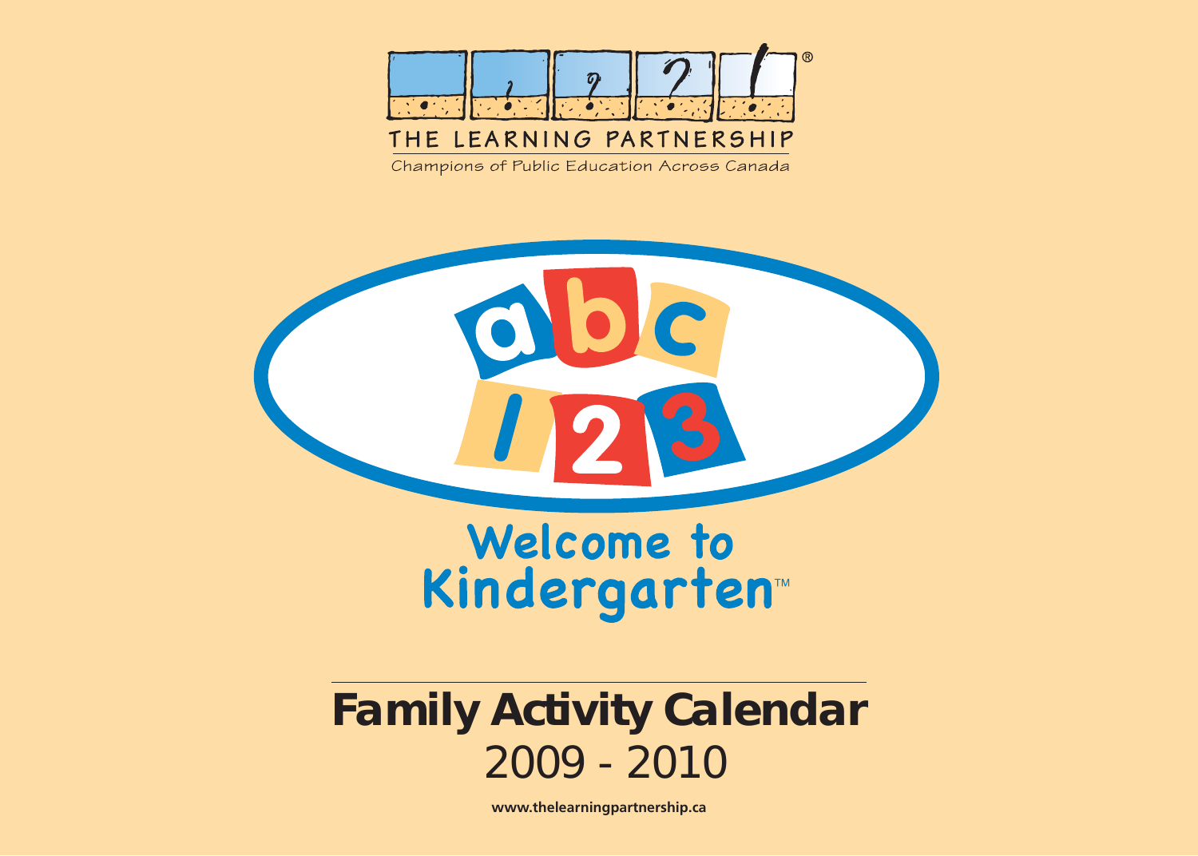THE LEARNING PARTNERSHIP®

Champions of Public Education Across Canada

abc

123

Welcome to Kindergarten™

# Family Activity Calendar

2009 - 2010

**www.thelearningpartnership.ca**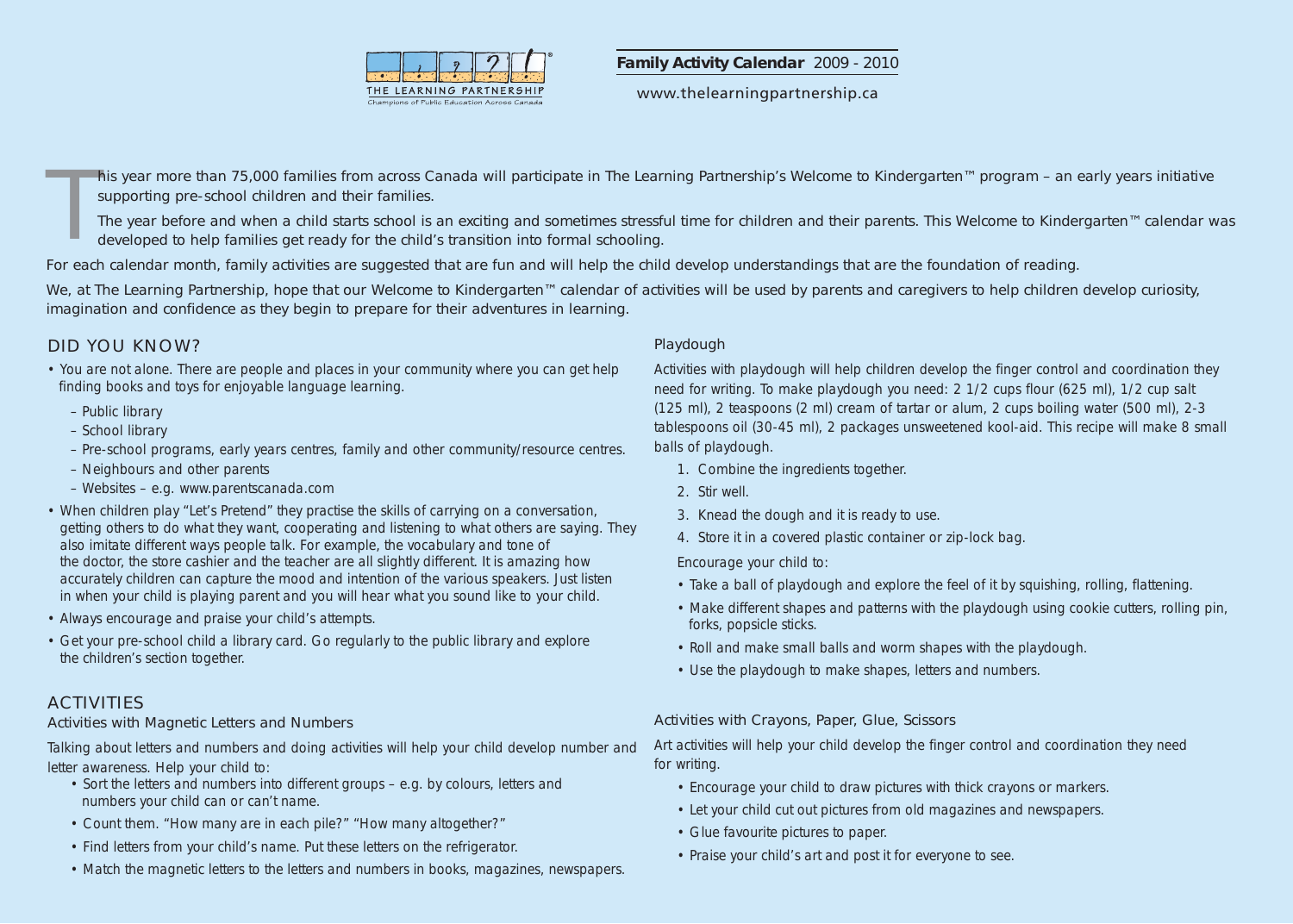THE LEARNING PARTNERSHIP
Champions of Public Education Across Canada

**Family Activity Calendar** 2009 - 2010

www.thelearningpartnership.ca

This year more than 75,000 families from across Canada will participate in The Learning Partnership's Welcome to Kindergarten™ program – an early years initiative supporting pre-school children and their families.

The year before and when a child starts school is an exciting and sometimes stressful time for children and their parents. This Welcome to Kindergarten™ calendar was developed to help families get ready for the child's transition into formal schooling.

For each calendar month, family activities are suggested that are fun and will help the child develop understandings that are the foundation of reading.

We, at The Learning Partnership, hope that our Welcome to Kindergarten™ calendar of activities will be used by parents and caregivers to help children develop curiosity, imagination and confidence as they begin to prepare for their adventures in learning.

## DID YOU KNOW?

- You are not alone. There are people and places in your community where you can get help finding books and toys for enjoyable language learning.
  - Public library
  - School library
  - Pre-school programs, early years centres, family and other community/resource centres.
  - Neighbours and other parents
  - Websites – e.g. www.parentscanada.com
- When children play "Let's Pretend" they practise the skills of carrying on a conversation, getting others to do what they want, cooperating and listening to what others are saying. They also imitate different ways people talk. For example, the vocabulary and tone of the doctor, the store cashier and the teacher are all slightly different. It is amazing how accurately children can capture the mood and intention of the various speakers. Just listen in when your child is playing parent and you will hear what you sound like to your child.
- Always encourage and praise your child's attempts.
- Get your pre-school child a library card. Go regularly to the public library and explore the children's section together.

## ACTIVITIES

### Activities with Magnetic Letters and Numbers

Talking about letters and numbers and doing activities will help your child develop number and letter awareness. Help your child to:

- Sort the letters and numbers into different groups – e.g. by colours, letters and numbers your child can or can't name.
- Count them. "How many are in each pile?" "How many altogether?"
- Find letters from your child's name. Put these letters on the refrigerator.
- Match the magnetic letters to the letters and numbers in books, magazines, newspapers.

### Playdough

Activities with playdough will help children develop the finger control and coordination they need for writing. To make playdough you need: 2 1/2 cups flour (625 ml), 1/2 cup salt (125 ml), 2 teaspoons (2 ml) cream of tartar or alum, 2 cups boiling water (500 ml), 2-3 tablespoons oil (30-45 ml), 2 packages unsweetened kool-aid. This recipe will make 8 small balls of playdough.

1. Combine the ingredients together.
2. Stir well.
3. Knead the dough and it is ready to use.
4. Store it in a covered plastic container or zip-lock bag.

Encourage your child to:

- Take a ball of playdough and explore the feel of it by squishing, rolling, flattening.
- Make different shapes and patterns with the playdough using cookie cutters, rolling pin, forks, popsicle sticks.
- Roll and make small balls and worm shapes with the playdough.
- Use the playdough to make shapes, letters and numbers.

### Activities with Crayons, Paper, Glue, Scissors

Art activities will help your child develop the finger control and coordination they need for writing.

- Encourage your child to draw pictures with thick crayons or markers.
- Let your child cut out pictures from old magazines and newspapers.
- Glue favourite pictures to paper.
- Praise your child's art and post it for everyone to see.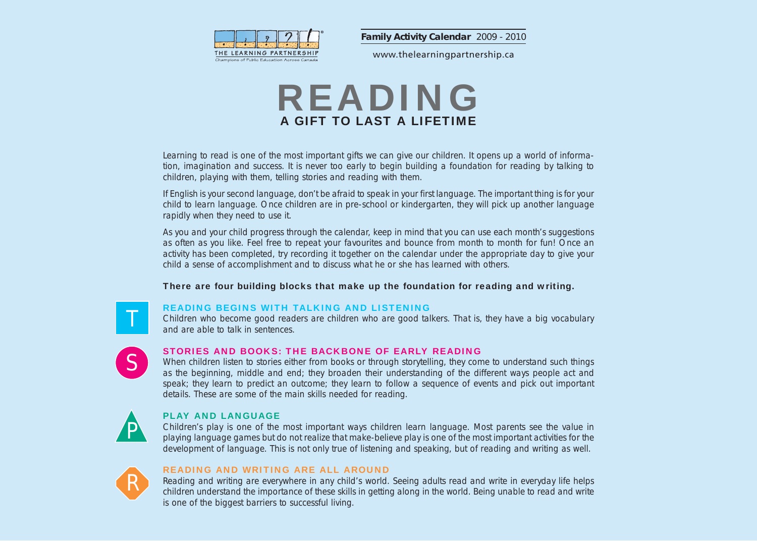THE LEARNING PARTNERSHIP
Champions of Public Education Across Canada

**Family Activity Calendar** 2009 - 2010

www.thelearningpartnership.ca

# READING

## A GIFT TO LAST A LIFETIME

Learning to read is one of the most important gifts we can give our children. It opens up a world of information, imagination and success. It is never too early to begin building a foundation for reading by talking to children, playing with them, telling stories and reading with them.

If English is your second language, don't be afraid to speak in your first language. The important thing is for your child to learn language. Once children are in pre-school or kindergarten, they will pick up another language rapidly when they need to use it.

As you and your child progress through the calendar, keep in mind that you can use each month's suggestions as often as you like. Feel free to repeat your favourites and bounce from month to month for fun! Once an activity has been completed, try recording it together on the calendar under the appropriate day to give your child a sense of accomplishment and to discuss what he or she has learned with others.

**There are four building blocks that make up the foundation for reading and writing.**

### T — READING BEGINS WITH TALKING AND LISTENING

Children who become good readers are children who are good talkers. That is, they have a big vocabulary and are able to talk in sentences.

### S — STORIES AND BOOKS: THE BACKBONE OF EARLY READING

When children listen to stories either from books or through storytelling, they come to understand such things as the beginning, middle and end; they broaden their understanding of the different ways people act and speak; they learn to predict an outcome; they learn to follow a sequence of events and pick out important details. These are some of the main skills needed for reading.

### P — PLAY AND LANGUAGE

Children's play is one of the most important ways children learn language. Most parents see the value in playing language games but do not realize that make-believe play is one of the most important activities for the development of language. This is not only true of listening and speaking, but of reading and writing as well.

### R — READING AND WRITING ARE ALL AROUND

Reading and writing are everywhere in any child's world. Seeing adults read and write in everyday life helps children understand the importance of these skills in getting along in the world. Being unable to read and write is one of the biggest barriers to successful living.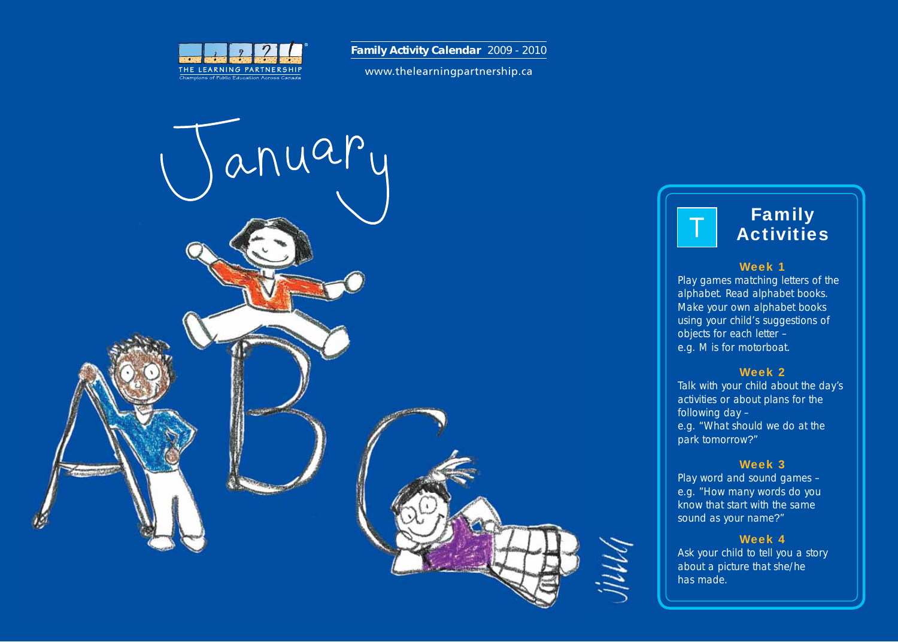THE LEARNING PARTNERSHIP
Champions of Public Education Across Canada

**Family Activity Calendar** 2009 - 2010

www.thelearningpartnership.ca

# January

## Family Activities

### Week 1

Play games matching letters of the alphabet. Read alphabet books. Make your own alphabet books using your child's suggestions of objects for each letter – e.g. M is for motorboat.

### Week 2

Talk with your child about the day's activities or about plans for the following day – e.g. "What should we do at the park tomorrow?"

### Week 3

Play word and sound games – e.g. "How many words do you know that start with the same sound as your name?"

### Week 4

Ask your child to tell you a story about a picture that she/he has made.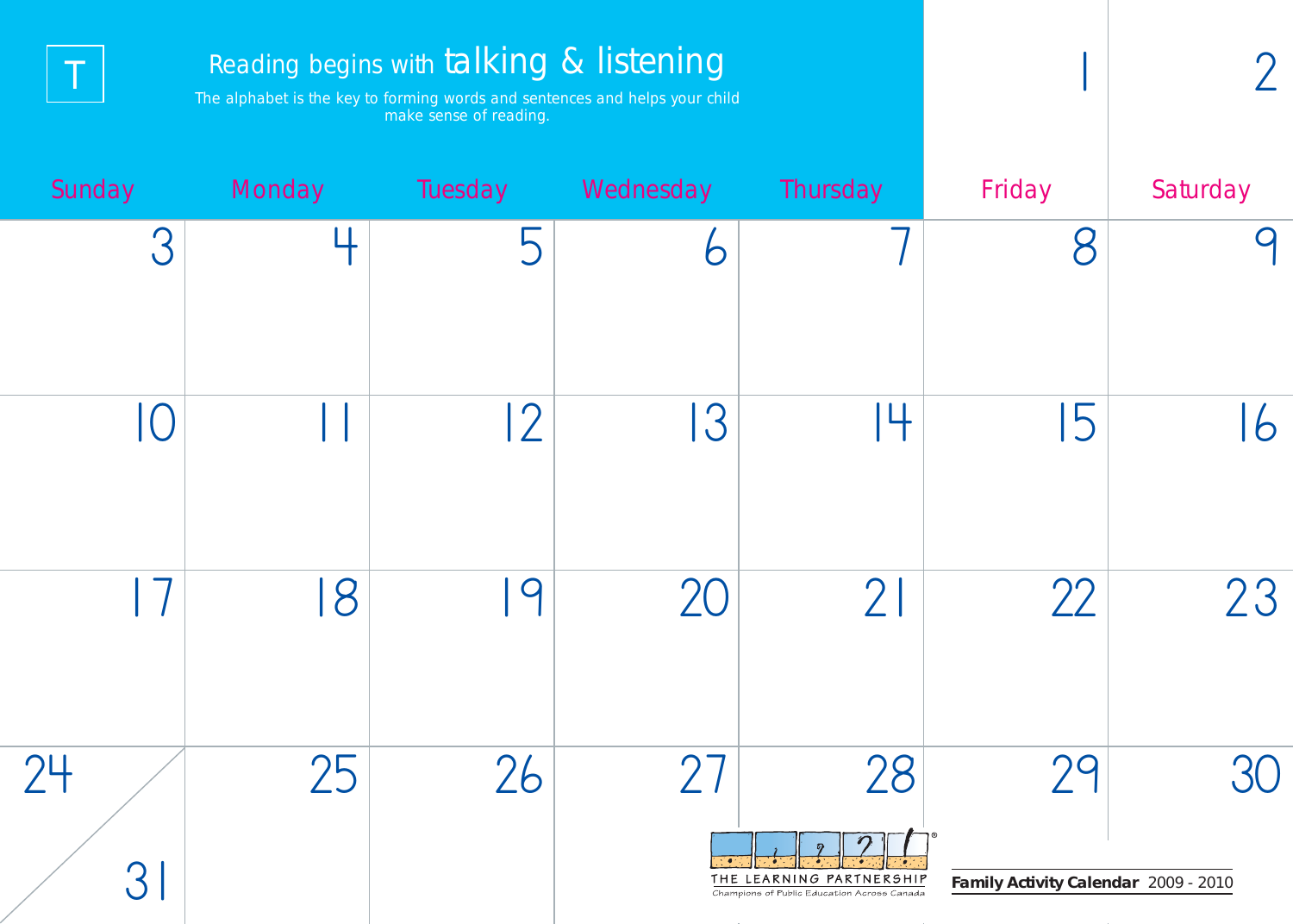T

# Reading begins with talking & listening

The alphabet is the key to forming words and sentences and helps your child make sense of reading.

| Sunday | Monday | Tuesday | Wednesday | Thursday | Friday | Saturday |
|---|---|---|---|---|---|---|
| | | | | | 1 | 2 |
| 3 | 4 | 5 | 6 | 7 | 8 | 9 |
| 10 | 11 | 12 | 13 | 14 | 15 | 16 |
| 17 | 18 | 19 | 20 | 21 | 22 | 23 |
| 24 / 31 | 25 | 26 | 27 | 28 | 29 | 30 |

THE LEARNING PARTNERSHIP®
Champions of Public Education Across Canada

**Family Activity Calendar** 2009 - 2010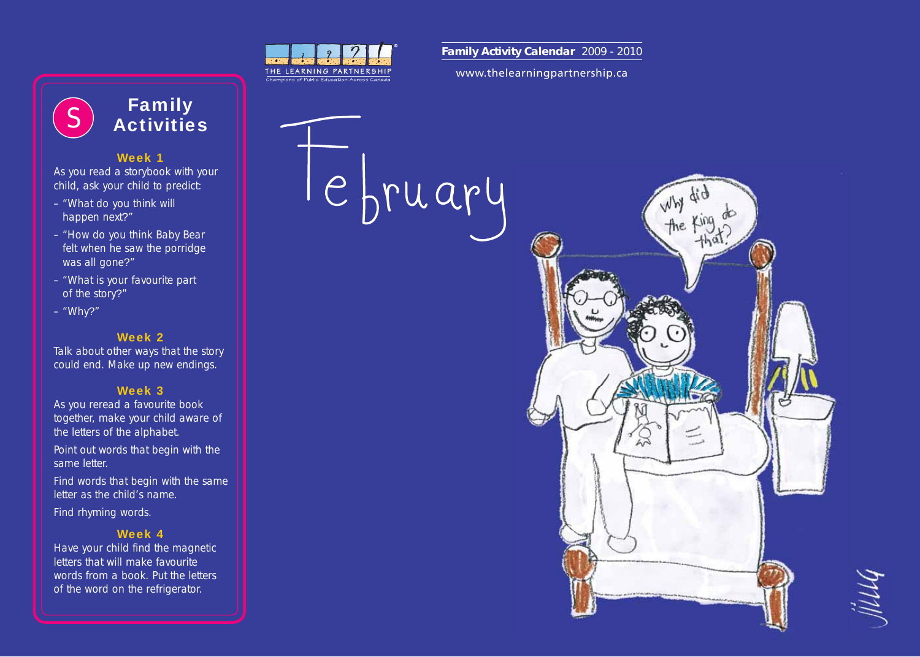**Family Activity Calendar** 2009 - 2010

www.thelearningpartnership.ca

# February

## Family Activities

### Week 1

As you read a storybook with your child, ask your child to predict:

- "What do you think will happen next?"
- "How do you think Baby Bear felt when he saw the porridge was all gone?"
- "What is your favourite part of the story?"
- "Why?"

### Week 2

Talk about other ways that the story could end. Make up new endings.

### Week 3

As you reread a favourite book together, make your child aware of the letters of the alphabet.

Point out words that begin with the same letter.

Find words that begin with the same letter as the child's name.

Find rhyming words.

### Week 4

Have your child find the magnetic letters that will make favourite words from a book. Put the letters of the word on the refrigerator.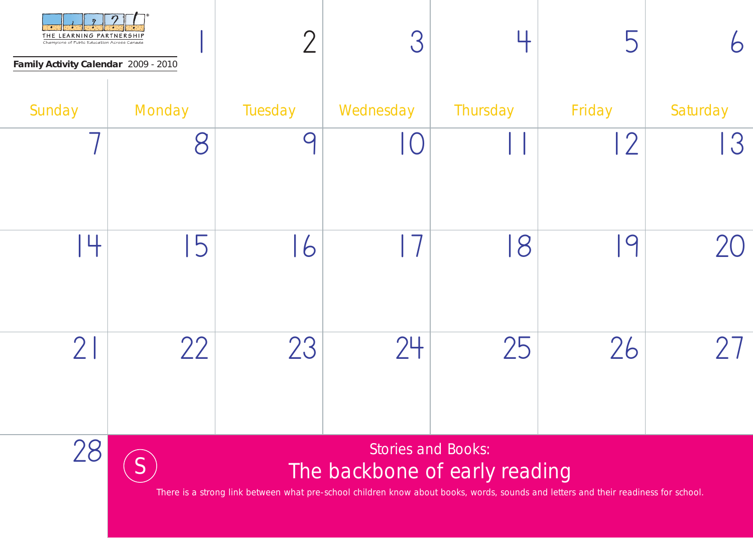THE LEARNING PARTNERSHIP
Champions of Public Education Across Canada

**Family Activity Calendar** 2009 - 2010

| Sunday | Monday | Tuesday | Wednesday | Thursday | Friday | Saturday |
|---|---|---|---|---|---|---|
| | 1 | 2 | 3 | 4 | 5 | 6 |
| 7 | 8 | 9 | 10 | 11 | 12 | 13 |
| 14 | 15 | 16 | 17 | 18 | 19 | 20 |
| 21 | 22 | 23 | 24 | 25 | 26 | 27 |
| 28 | | | | | | |

S

Stories and Books:

## The backbone of early reading

There is a strong link between what pre-school children know about books, words, sounds and letters and their readiness for school.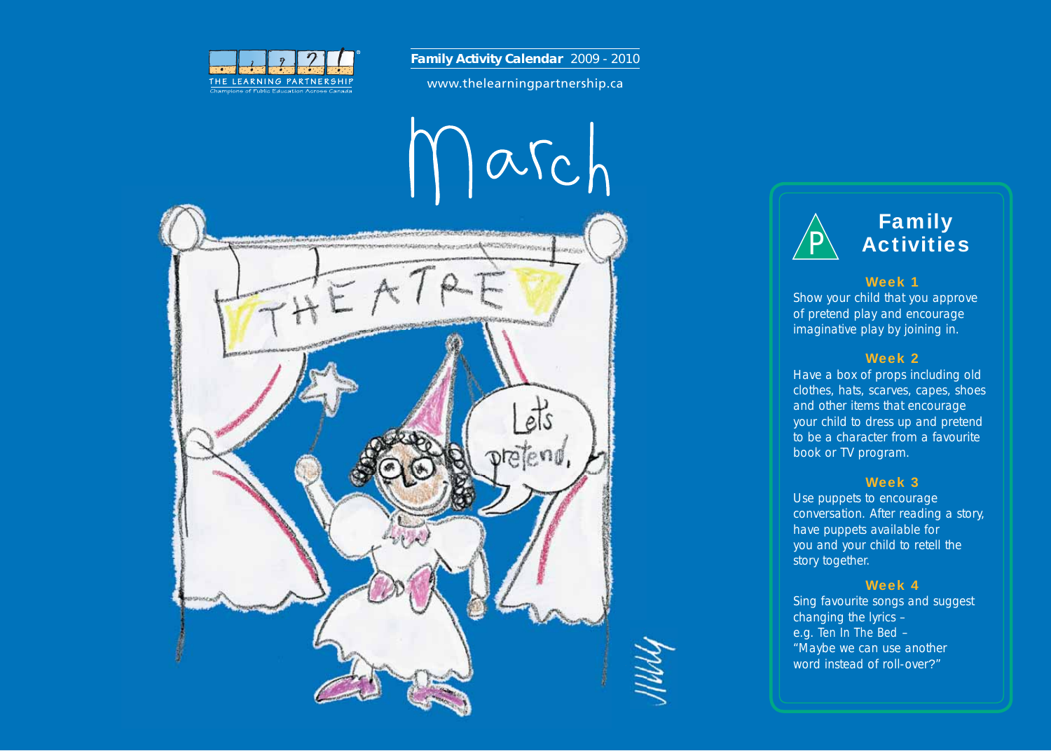THE LEARNING PARTNERSHIP
Champions of Public Education Across Canada

**Family Activity Calendar** 2009 - 2010

www.thelearningpartnership.ca

# March

## Family Activities

**Week 1**
Show your child that you approve of pretend play and encourage imaginative play by joining in.

**Week 2**
Have a box of props including old clothes, hats, scarves, capes, shoes and other items that encourage your child to dress up and pretend to be a character from a favourite book or TV program.

**Week 3**
Use puppets to encourage conversation. After reading a story, have puppets available for you and your child to retell the story together.

**Week 4**
Sing favourite songs and suggest changing the lyrics – e.g. Ten In The Bed – "Maybe we can use another word instead of roll-over?"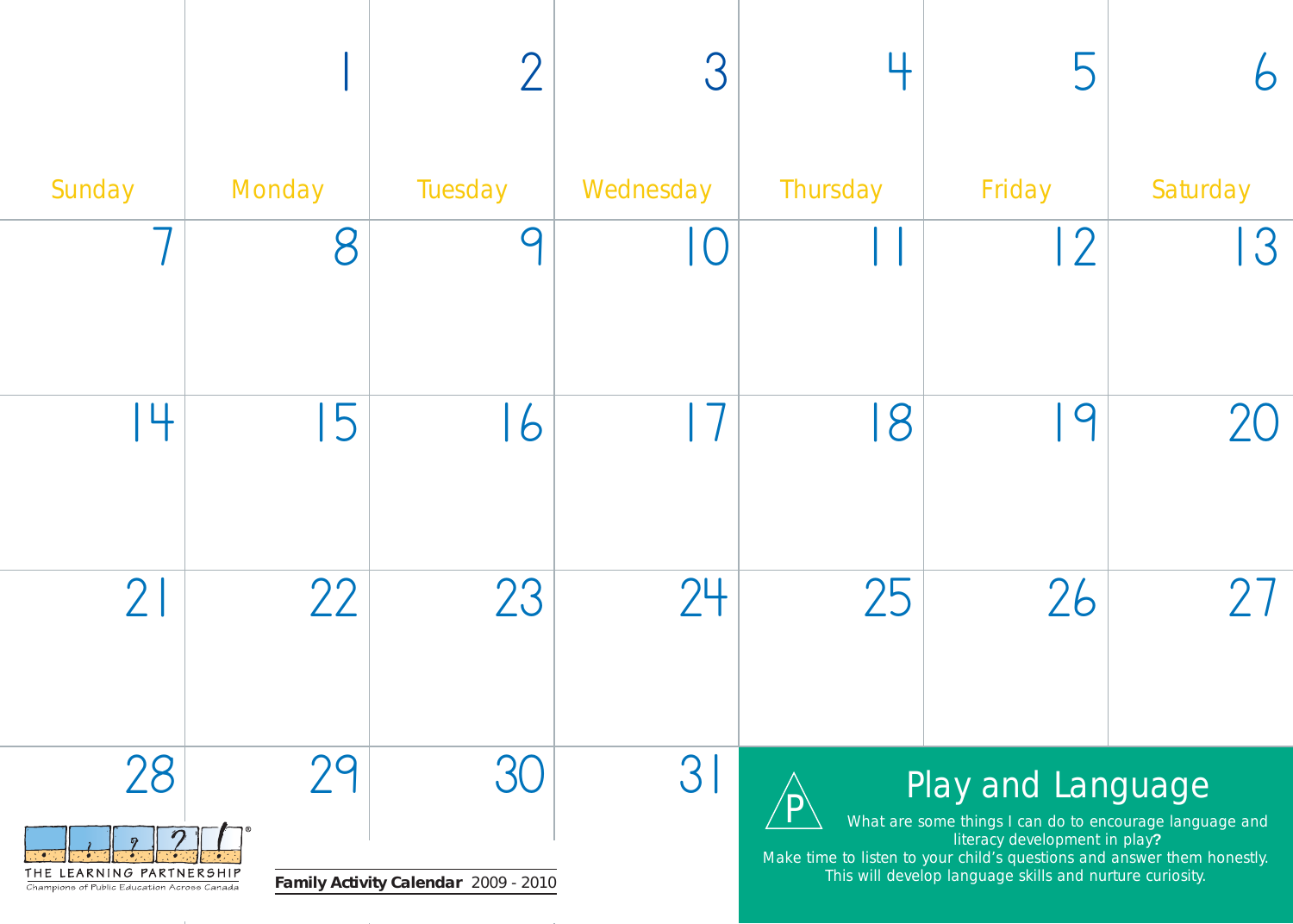| Sunday | Monday | Tuesday | Wednesday | Thursday | Friday | Saturday |
|---|---|---|---|---|---|---|
| | 1 | 2 | 3 | 4 | 5 | 6 |
| 7 | 8 | 9 | 10 | 11 | 12 | 13 |
| 14 | 15 | 16 | 17 | 18 | 19 | 20 |
| 21 | 22 | 23 | 24 | 25 | 26 | 27 |
| 28 | 29 | 30 | 31 | | | |

## Play and Language

P

What are some things I can do to encourage language and literacy development in play**?**

Make time to listen to your child's questions and answer them honestly. This will develop language skills and nurture curiosity.

THE LEARNING PARTNERSHIP®
Champions of Public Education Across Canada

**Family Activity Calendar** 2009 - 2010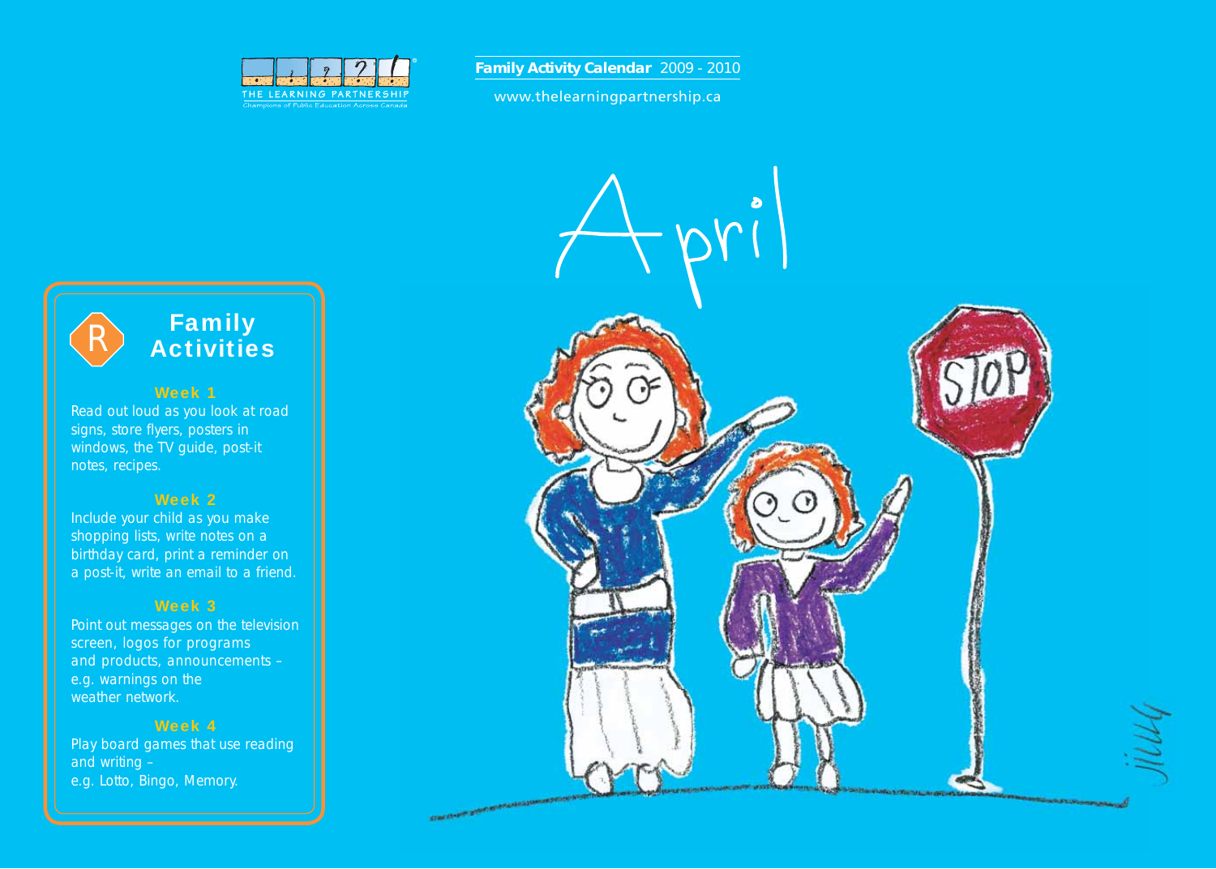THE LEARNING PARTNERSHIP
Champions of Public Education Across Canada

**Family Activity Calendar** 2009 - 2010

www.thelearningpartnership.ca

# April

## Family Activities

### Week 1

Read out loud as you look at road signs, store flyers, posters in windows, the TV guide, post-it notes, recipes.

### Week 2

Include your child as you make shopping lists, write notes on a birthday card, print a reminder on a post-it, write an email to a friend.

### Week 3

Point out messages on the television screen, logos for programs and products, announcements – e.g. warnings on the weather network.

### Week 4

Play board games that use reading and writing – e.g. Lotto, Bingo, Memory.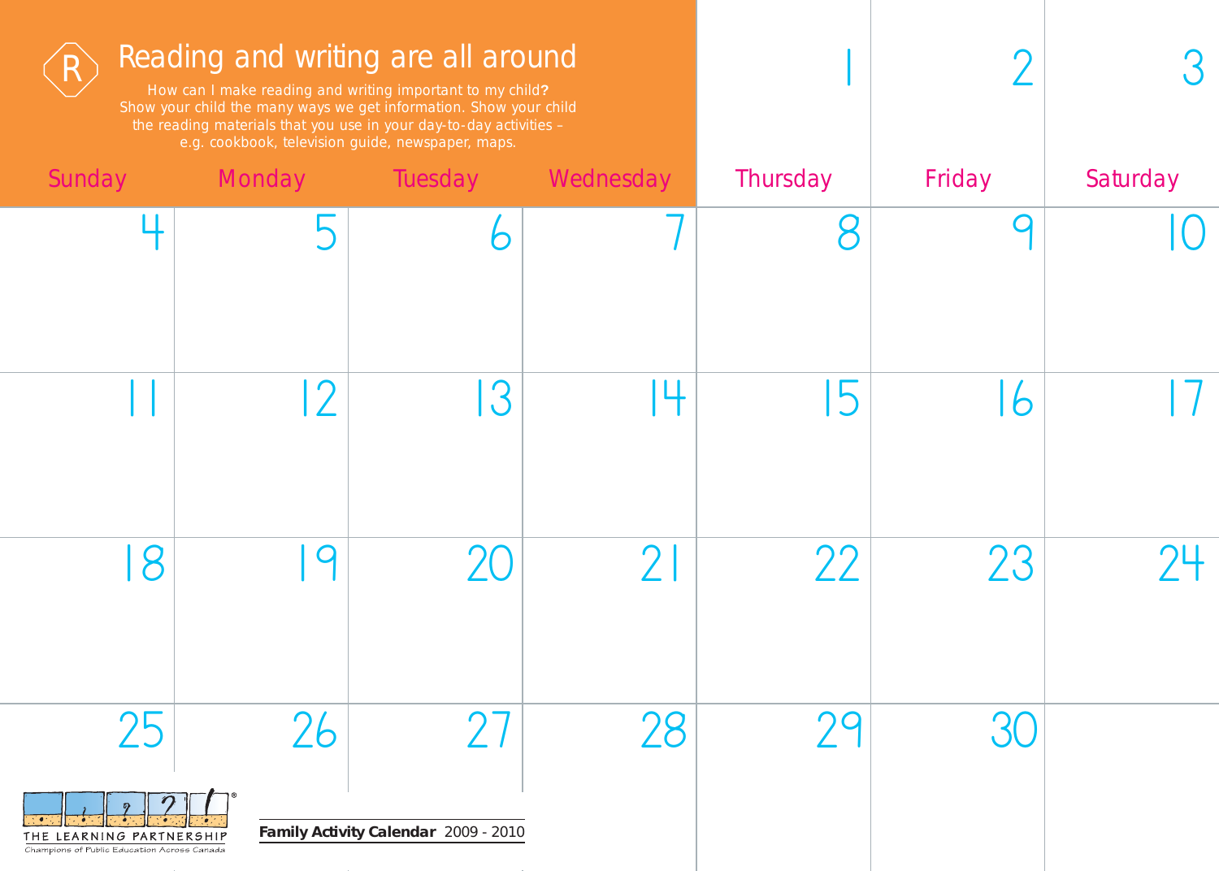## Reading and writing are all around

How can I make reading and writing important to my child**?** Show your child the many ways we get information. Show your child the reading materials that you use in your day-to-day activities – e.g. cookbook, television guide, newspaper, maps.

| Sunday | Monday | Tuesday | Wednesday | Thursday | Friday | Saturday |
|---|---|---|---|---|---|---|
| | | | | 1 | 2 | 3 |
| 4 | 5 | 6 | 7 | 8 | 9 | 10 |
| 11 | 12 | 13 | 14 | 15 | 16 | 17 |
| 18 | 19 | 20 | 21 | 22 | 23 | 24 |
| 25 | 26 | 27 | 28 | 29 | 30 | |

THE LEARNING PARTNERSHIP®
Champions of Public Education Across Canada

**Family Activity Calendar** 2009 - 2010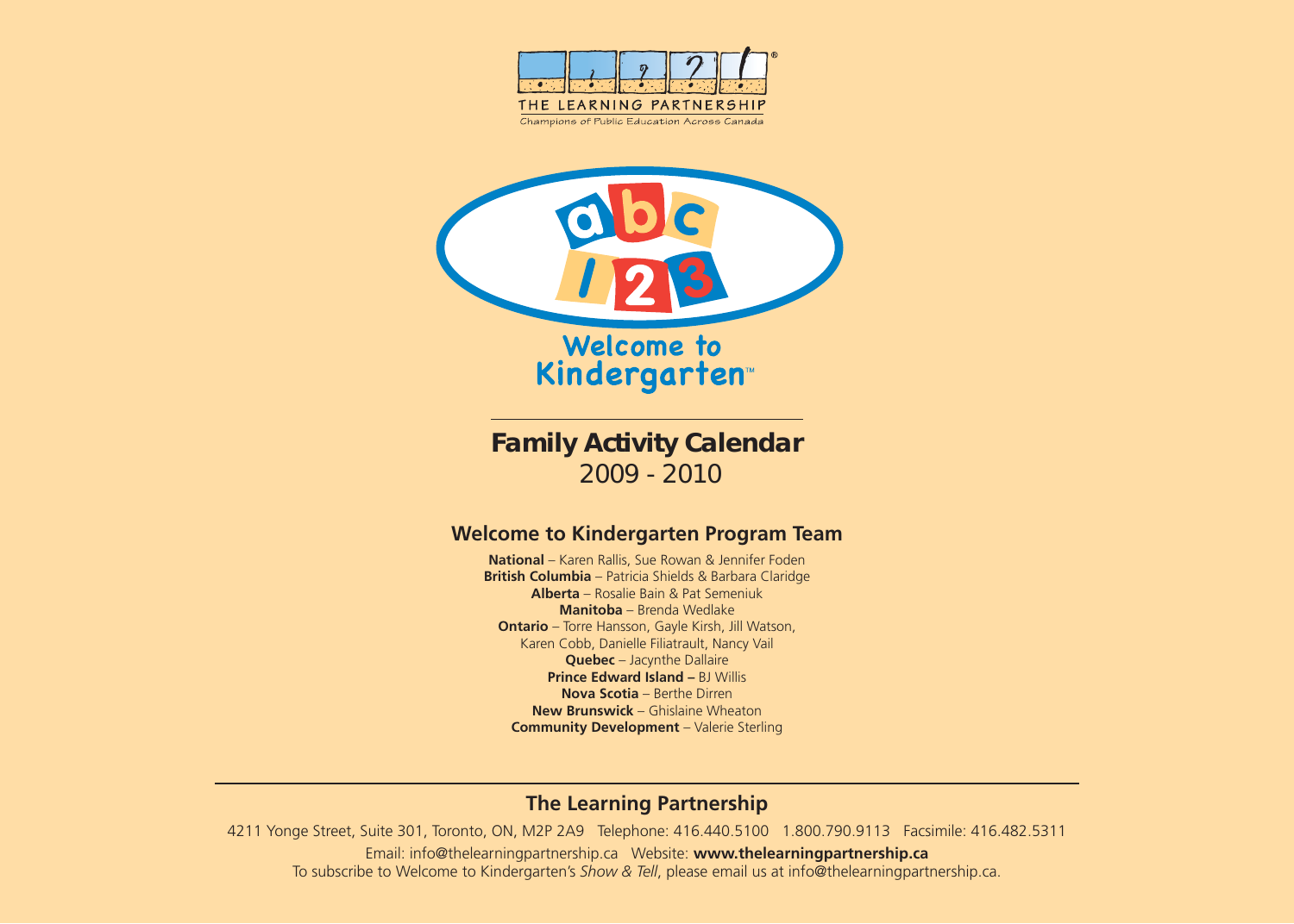THE LEARNING PARTNERSHIP

Champions of Public Education Across Canada

abc 123

Welcome to Kindergarten™

# Family Activity Calendar
2009 - 2010

## Welcome to Kindergarten Program Team

**National** – Karen Rallis, Sue Rowan & Jennifer Foden
**British Columbia** – Patricia Shields & Barbara Claridge
**Alberta** – Rosalie Bain & Pat Semeniuk
**Manitoba** – Brenda Wedlake
**Ontario** – Torre Hansson, Gayle Kirsh, Jill Watson, Karen Cobb, Danielle Filiatrault, Nancy Vail
**Quebec** – Jacynthe Dallaire
**Prince Edward Island –** BJ Willis
**Nova Scotia** – Berthe Dirren
**New Brunswick** – Ghislaine Wheaton
**Community Development** – Valerie Sterling

## The Learning Partnership

4211 Yonge Street, Suite 301, Toronto, ON, M2P 2A9 Telephone: 416.440.5100 1.800.790.9113 Facsimile: 416.482.5311
Email: info@thelearningpartnership.ca Website: **www.thelearningpartnership.ca**
To subscribe to Welcome to Kindergarten's *Show & Tell*, please email us at info@thelearningpartnership.ca.